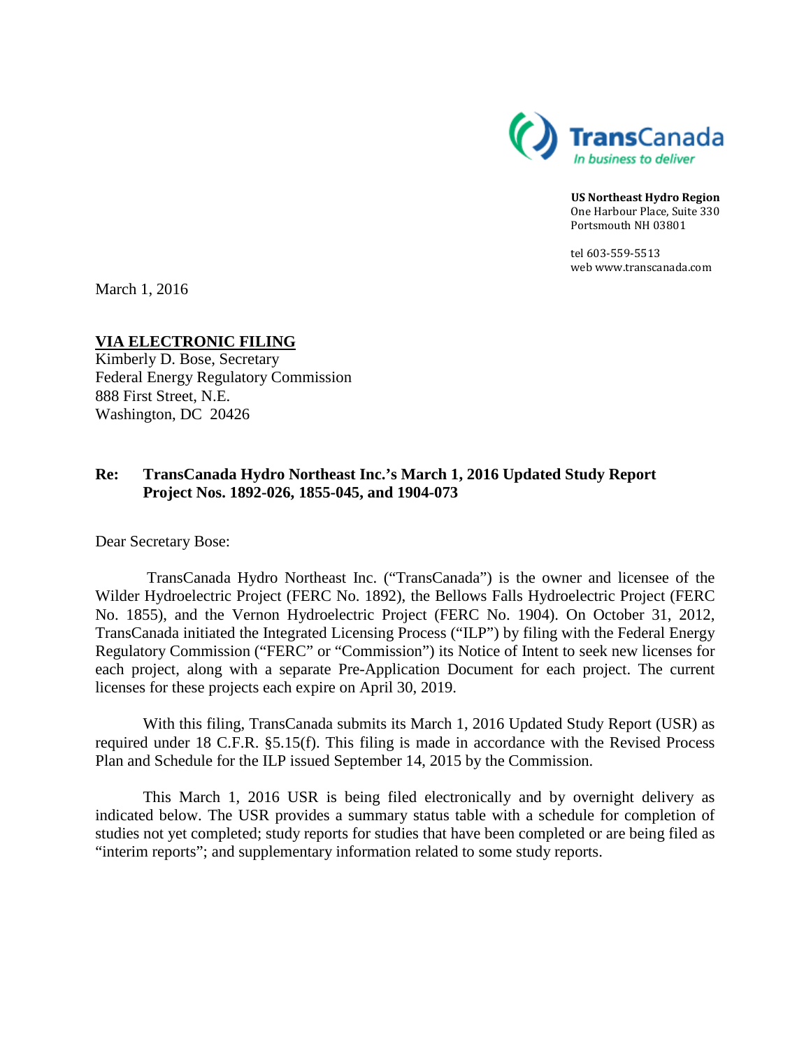TransCanada
*In business to deliver*

**US Northeast Hydro Region**
One Harbour Place, Suite 330
Portsmouth NH 03801

tel 603-559-5513
web www.transcanada.com

March 1, 2016

**VIA ELECTRONIC FILING**
Kimberly D. Bose, Secretary
Federal Energy Regulatory Commission
888 First Street, N.E.
Washington, DC 20426

**Re: TransCanada Hydro Northeast Inc.'s March 1, 2016 Updated Study Report Project Nos. 1892-026, 1855-045, and 1904-073**

Dear Secretary Bose:

TransCanada Hydro Northeast Inc. ("TransCanada") is the owner and licensee of the Wilder Hydroelectric Project (FERC No. 1892), the Bellows Falls Hydroelectric Project (FERC No. 1855), and the Vernon Hydroelectric Project (FERC No. 1904). On October 31, 2012, TransCanada initiated the Integrated Licensing Process ("ILP") by filing with the Federal Energy Regulatory Commission ("FERC" or "Commission") its Notice of Intent to seek new licenses for each project, along with a separate Pre-Application Document for each project. The current licenses for these projects each expire on April 30, 2019.

With this filing, TransCanada submits its March 1, 2016 Updated Study Report (USR) as required under 18 C.F.R. §5.15(f). This filing is made in accordance with the Revised Process Plan and Schedule for the ILP issued September 14, 2015 by the Commission.

This March 1, 2016 USR is being filed electronically and by overnight delivery as indicated below. The USR provides a summary status table with a schedule for completion of studies not yet completed; study reports for studies that have been completed or are being filed as "interim reports"; and supplementary information related to some study reports.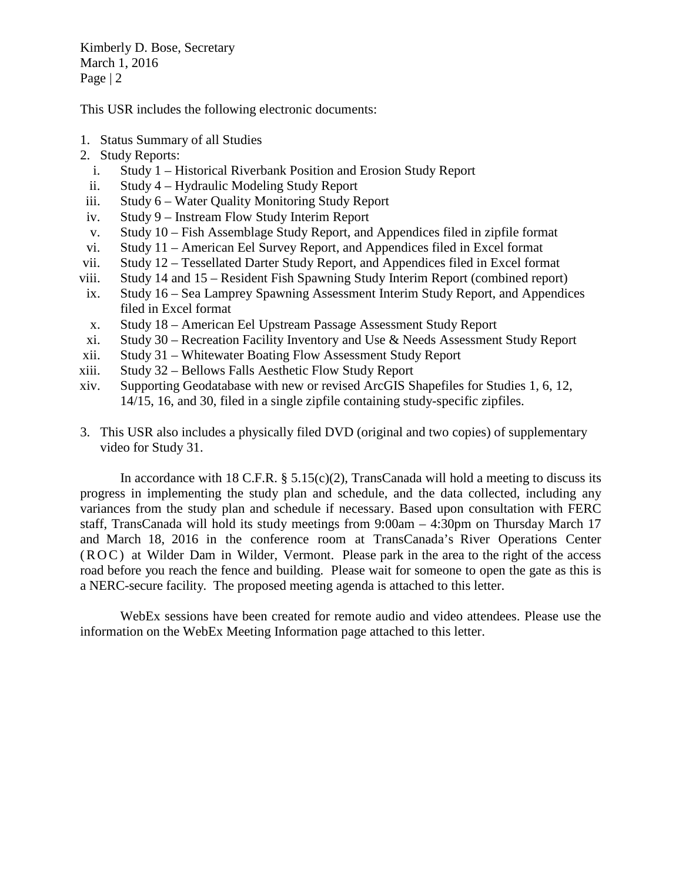This USR includes the following electronic documents:

1. Status Summary of all Studies
2. Study Reports:
   i. Study 1 – Historical Riverbank Position and Erosion Study Report
   ii. Study 4 – Hydraulic Modeling Study Report
   iii. Study 6 – Water Quality Monitoring Study Report
   iv. Study 9 – Instream Flow Study Interim Report
   v. Study 10 – Fish Assemblage Study Report, and Appendices filed in zipfile format
   vi. Study 11 – American Eel Survey Report, and Appendices filed in Excel format
   vii. Study 12 – Tessellated Darter Study Report, and Appendices filed in Excel format
   viii. Study 14 and 15 – Resident Fish Spawning Study Interim Report (combined report)
   ix. Study 16 – Sea Lamprey Spawning Assessment Interim Study Report, and Appendices filed in Excel format
   x. Study 18 – American Eel Upstream Passage Assessment Study Report
   xi. Study 30 – Recreation Facility Inventory and Use & Needs Assessment Study Report
   xii. Study 31 – Whitewater Boating Flow Assessment Study Report
   xiii. Study 32 – Bellows Falls Aesthetic Flow Study Report
   xiv. Supporting Geodatabase with new or revised ArcGIS Shapefiles for Studies 1, 6, 12, 14/15, 16, and 30, filed in a single zipfile containing study-specific zipfiles.
3. This USR also includes a physically filed DVD (original and two copies) of supplementary video for Study 31.

In accordance with 18 C.F.R. § 5.15(c)(2), TransCanada will hold a meeting to discuss its progress in implementing the study plan and schedule, and the data collected, including any variances from the study plan and schedule if necessary. Based upon consultation with FERC staff, TransCanada will hold its study meetings from 9:00am – 4:30pm on Thursday March 17 and March 18, 2016 in the conference room at TransCanada's River Operations Center (ROC) at Wilder Dam in Wilder, Vermont. Please park in the area to the right of the access road before you reach the fence and building. Please wait for someone to open the gate as this is a NERC-secure facility. The proposed meeting agenda is attached to this letter.

WebEx sessions have been created for remote audio and video attendees. Please use the information on the WebEx Meeting Information page attached to this letter.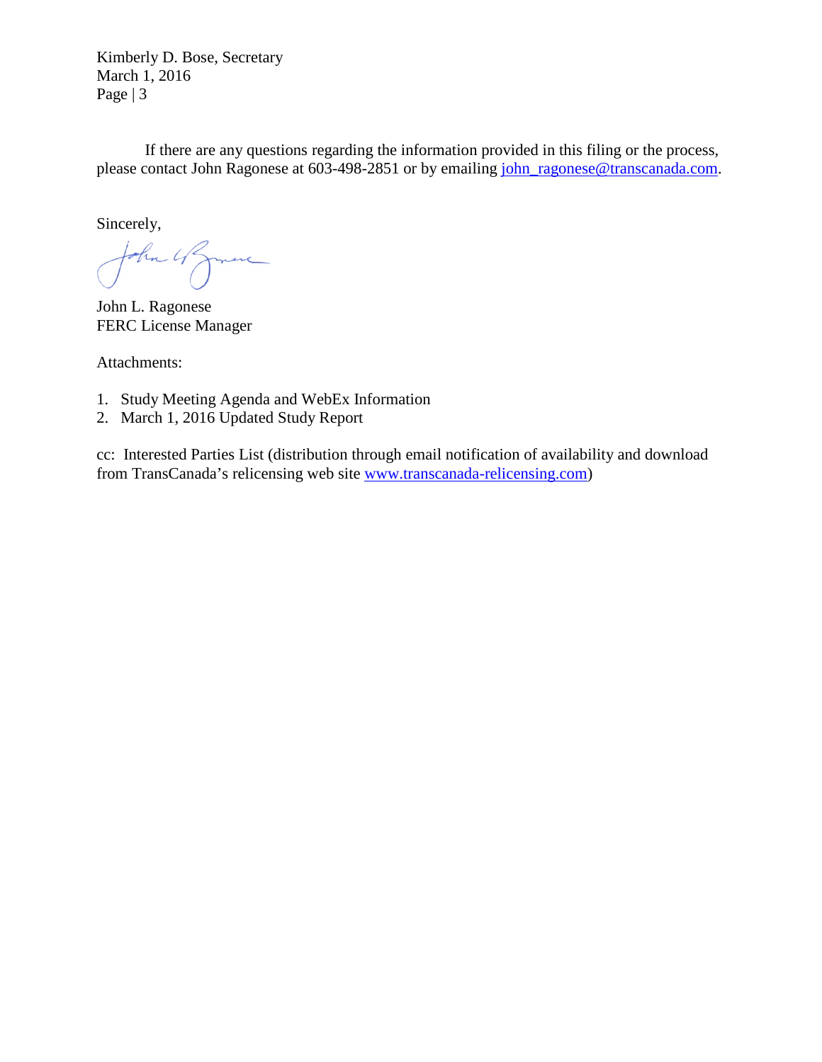If there are any questions regarding the information provided in this filing or the process, please contact John Ragonese at 603-498-2851 or by emailing john_ragonese@transcanada.com.

Sincerely,

John L. Ragonese
FERC License Manager

Attachments:

1. Study Meeting Agenda and WebEx Information
2. March 1, 2016 Updated Study Report

cc: Interested Parties List (distribution through email notification of availability and download from TransCanada's relicensing web site www.transcanada-relicensing.com)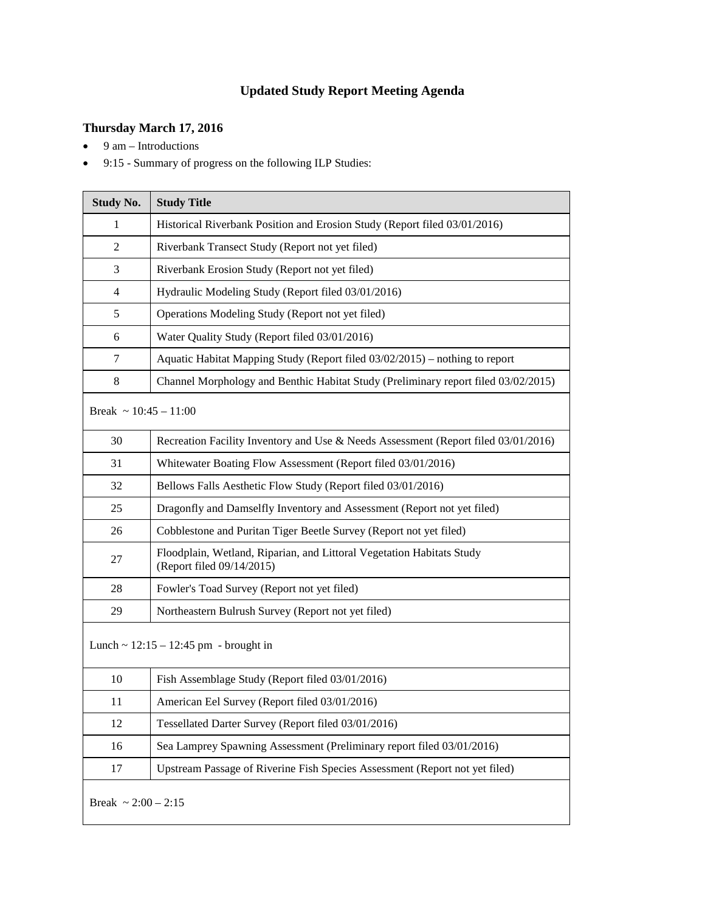# Updated Study Report Meeting Agenda

### Thursday March 17, 2016

- 9 am – Introductions
- 9:15 - Summary of progress on the following ILP Studies:

| Study No. | Study Title |
|---|---|
| 1 | Historical Riverbank Position and Erosion Study (Report filed 03/01/2016) |
| 2 | Riverbank Transect Study (Report not yet filed) |
| 3 | Riverbank Erosion Study (Report not yet filed) |
| 4 | Hydraulic Modeling Study (Report filed 03/01/2016) |
| 5 | Operations Modeling Study (Report not yet filed) |
| 6 | Water Quality Study (Report filed 03/01/2016) |
| 7 | Aquatic Habitat Mapping Study (Report filed 03/02/2015) – nothing to report |
| 8 | Channel Morphology and Benthic Habitat Study (Preliminary report filed 03/02/2015) |
| Break ~ 10:45 – 11:00 | |
| 30 | Recreation Facility Inventory and Use & Needs Assessment (Report filed 03/01/2016) |
| 31 | Whitewater Boating Flow Assessment (Report filed 03/01/2016) |
| 32 | Bellows Falls Aesthetic Flow Study (Report filed 03/01/2016) |
| 25 | Dragonfly and Damselfly Inventory and Assessment (Report not yet filed) |
| 26 | Cobblestone and Puritan Tiger Beetle Survey (Report not yet filed) |
| 27 | Floodplain, Wetland, Riparian, and Littoral Vegetation Habitats Study (Report filed 09/14/2015) |
| 28 | Fowler's Toad Survey (Report not yet filed) |
| 29 | Northeastern Bulrush Survey (Report not yet filed) |
| Lunch ~ 12:15 – 12:45 pm - brought in | |
| 10 | Fish Assemblage Study (Report filed 03/01/2016) |
| 11 | American Eel Survey (Report filed 03/01/2016) |
| 12 | Tessellated Darter Survey (Report filed 03/01/2016) |
| 16 | Sea Lamprey Spawning Assessment (Preliminary report filed 03/01/2016) |
| 17 | Upstream Passage of Riverine Fish Species Assessment (Report not yet filed) |
| Break ~ 2:00 – 2:15 | |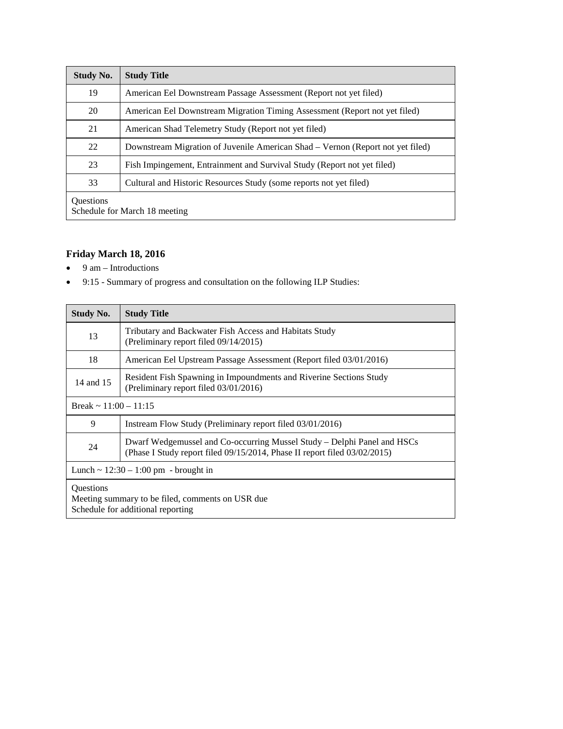| Study No. | Study Title |
|---|---|
| 19 | American Eel Downstream Passage Assessment (Report not yet filed) |
| 20 | American Eel Downstream Migration Timing Assessment (Report not yet filed) |
| 21 | American Shad Telemetry Study (Report not yet filed) |
| 22 | Downstream Migration of Juvenile American Shad – Vernon (Report not yet filed) |
| 23 | Fish Impingement, Entrainment and Survival Study (Report not yet filed) |
| 33 | Cultural and Historic Resources Study (some reports not yet filed) |
| Questions<br>Schedule for March 18 meeting | |

**Friday March 18, 2016**

- 9 am – Introductions
- 9:15 - Summary of progress and consultation on the following ILP Studies:

| Study No. | Study Title |
|---|---|
| 13 | Tributary and Backwater Fish Access and Habitats Study<br>(Preliminary report filed 09/14/2015) |
| 18 | American Eel Upstream Passage Assessment (Report filed 03/01/2016) |
| 14 and 15 | Resident Fish Spawning in Impoundments and Riverine Sections Study<br>(Preliminary report filed 03/01/2016) |
| Break ~ 11:00 – 11:15 | |
| 9 | Instream Flow Study (Preliminary report filed 03/01/2016) |
| 24 | Dwarf Wedgemussel and Co-occurring Mussel Study – Delphi Panel and HSCs<br>(Phase I Study report filed 09/15/2014, Phase II report filed 03/02/2015) |
| Lunch ~ 12:30 – 1:00 pm - brought in | |
| Questions<br>Meeting summary to be filed, comments on USR due<br>Schedule for additional reporting | |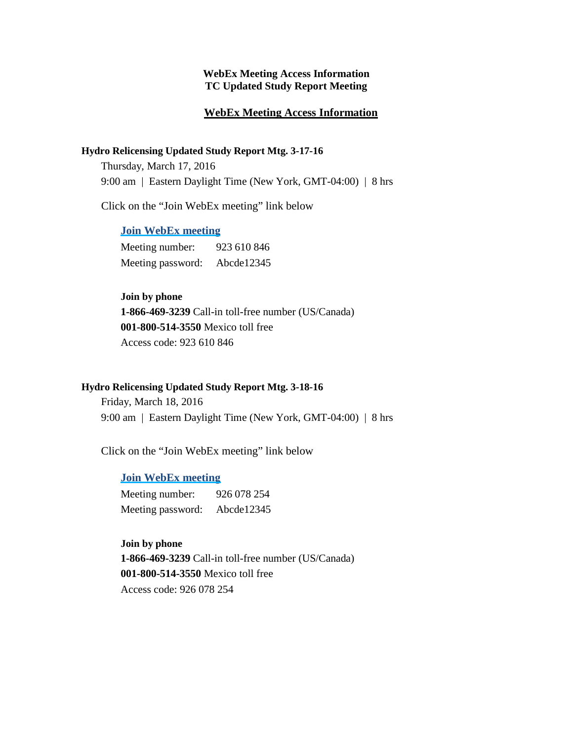**WebEx Meeting Access Information**
**TC Updated Study Report Meeting**

## WebEx Meeting Access Information

**Hydro Relicensing Updated Study Report Mtg. 3-17-16**

Thursday, March 17, 2016

9:00 am | Eastern Daylight Time (New York, GMT-04:00) | 8 hrs

Click on the "Join WebEx meeting" link below

**Join WebEx meeting**

Meeting number: 923 610 846

Meeting password: Abcde12345

**Join by phone**

**1-866-469-3239** Call-in toll-free number (US/Canada)

**001-800-514-3550** Mexico toll free

Access code: 923 610 846

**Hydro Relicensing Updated Study Report Mtg. 3-18-16**

Friday, March 18, 2016

9:00 am | Eastern Daylight Time (New York, GMT-04:00) | 8 hrs

Click on the "Join WebEx meeting" link below

**Join WebEx meeting**

Meeting number: 926 078 254

Meeting password: Abcde12345

**Join by phone**

**1-866-469-3239** Call-in toll-free number (US/Canada)

**001-800-514-3550** Mexico toll free

Access code: 926 078 254